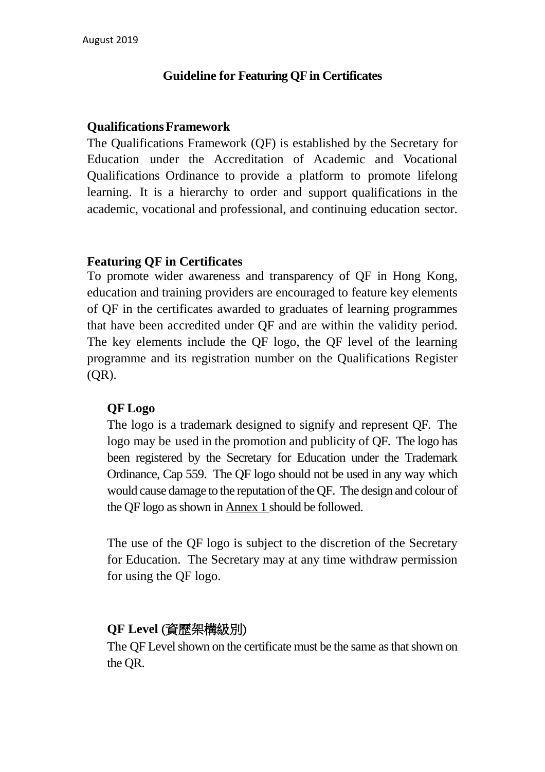August 2019

# Guideline for Featuring QF in Certificates

## Qualifications Framework

The Qualifications Framework (QF) is established by the Secretary for Education under the Accreditation of Academic and Vocational Qualifications Ordinance to provide a platform to promote lifelong learning. It is a hierarchy to order and support qualifications in the academic, vocational and professional, and continuing education sector.

## Featuring QF in Certificates

To promote wider awareness and transparency of QF in Hong Kong, education and training providers are encouraged to feature key elements of QF in the certificates awarded to graduates of learning programmes that have been accredited under QF and are within the validity period. The key elements include the QF logo, the QF level of the learning programme and its registration number on the Qualifications Register (QR).

### QF Logo

The logo is a trademark designed to signify and represent QF. The logo may be used in the promotion and publicity of QF. The logo has been registered by the Secretary for Education under the Trademark Ordinance, Cap 559. The QF logo should not be used in any way which would cause damage to the reputation of the QF. The design and colour of the QF logo as shown in Annex 1 should be followed.

The use of the QF logo is subject to the discretion of the Secretary for Education. The Secretary may at any time withdraw permission for using the QF logo.

### QF Level (資歷架構級別)

The QF Level shown on the certificate must be the same as that shown on the QR.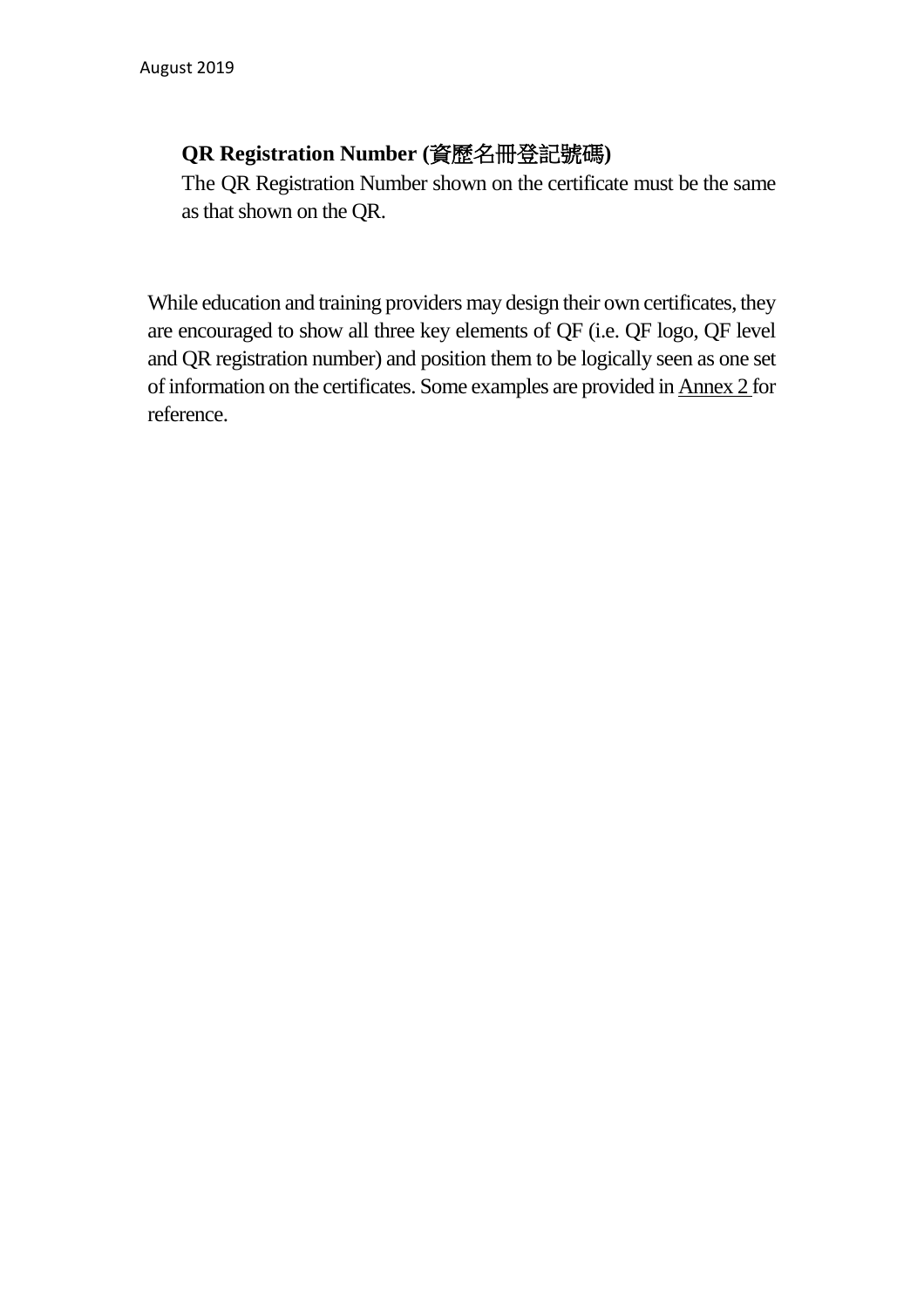**QR Registration Number (資歷名冊登記號碼)**

The QR Registration Number shown on the certificate must be the same as that shown on the QR.

While education and training providers may design their own certificates, they are encouraged to show all three key elements of QF (i.e. QF logo, QF level and QR registration number) and position them to be logically seen as one set of information on the certificates. Some examples are provided in Annex 2 for reference.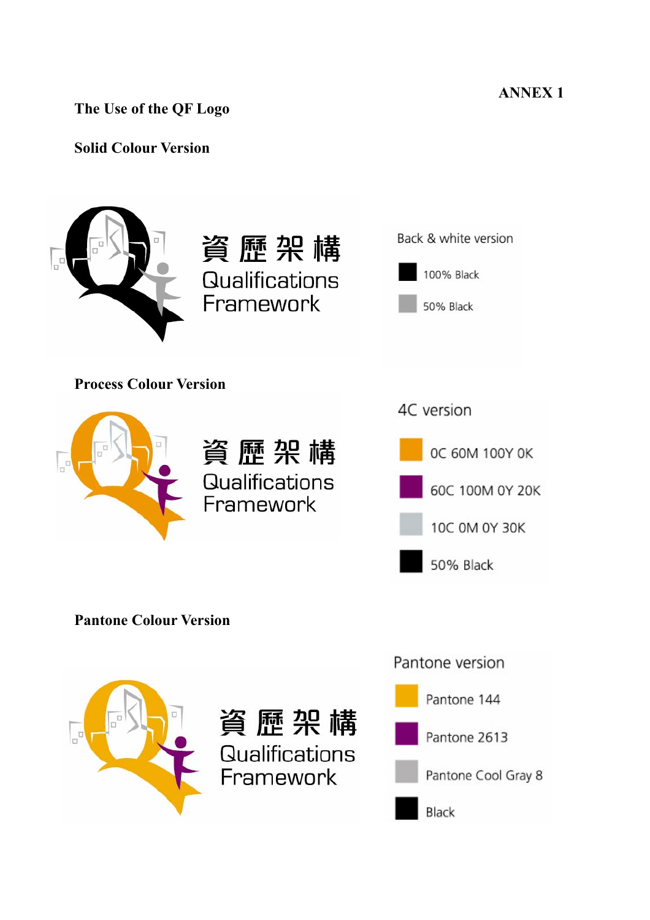ANNEX 1

## The Use of the QF Logo

### Solid Colour Version

資歷架構
Qualifications
Framework

Back & white version

- 100% Black
- 50% Black

### Process Colour Version

資歷架構
Qualifications
Framework

4C version

- 0C 60M 100Y 0K
- 60C 100M 0Y 20K
- 10C 0M 0Y 30K
- 50% Black

### Pantone Colour Version

資歷架構
Qualifications
Framework

Pantone version

- Pantone 144
- Pantone 2613
- Pantone Cool Gray 8
- Black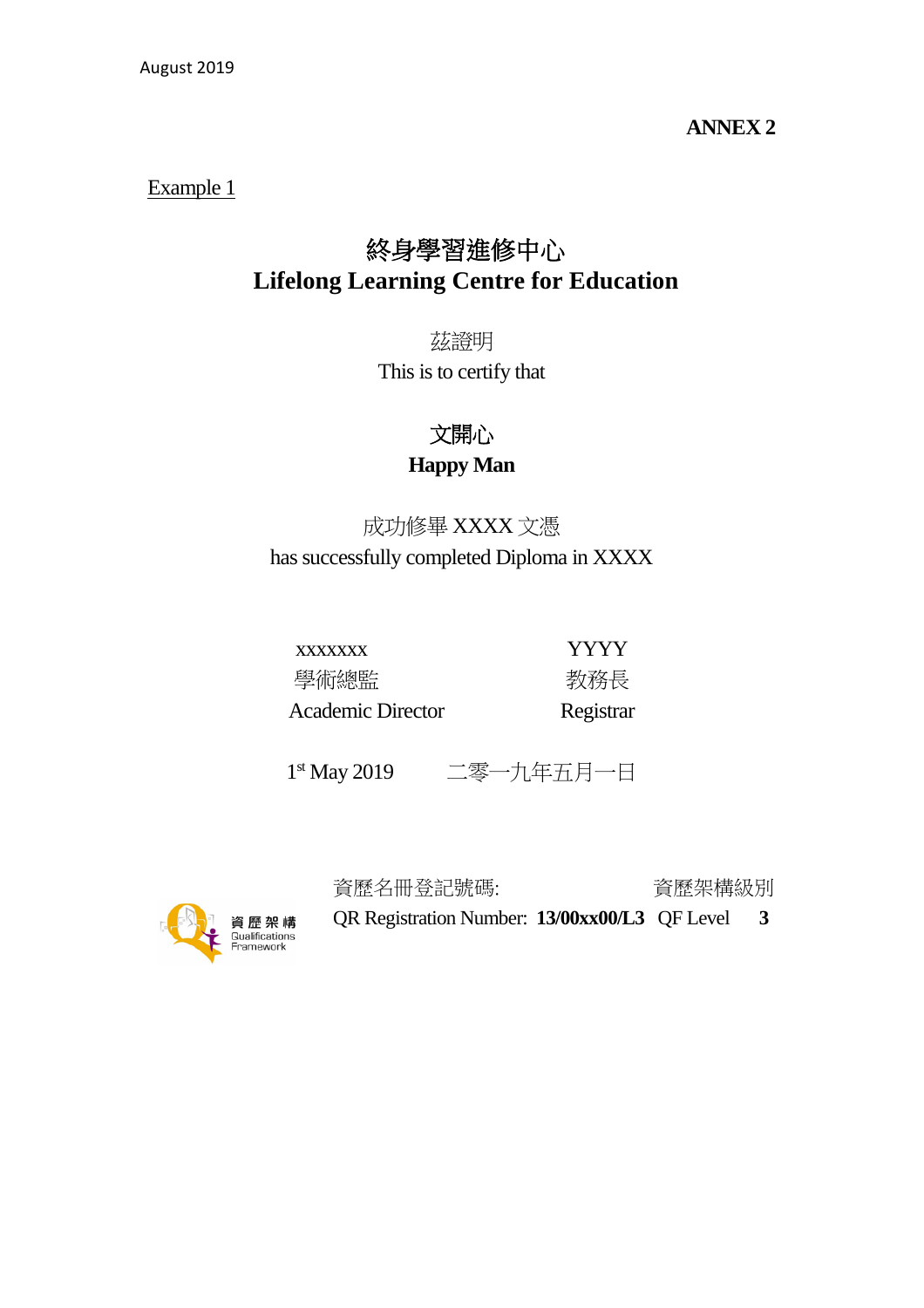ANNEX 2

Example 1

# 終身學習進修中心
# Lifelong Learning Centre for Education

茲證明

This is to certify that

**文開心**

**Happy Man**

成功修畢 XXXX 文憑

has successfully completed Diploma in XXXX

| xxxxxxx | YYYY |
|---|---|
| 學術總監 | 教務長 |
| Academic Director | Registrar |

1st May 2019 二零一九年五月一日

資歷架構 Qualifications Framework

| 資歷名冊登記號碼: | | 資歷架構級別 | |
|---|---|---|---|
| QR Registration Number: | **13/00xx00/L3** | QF Level | **3** |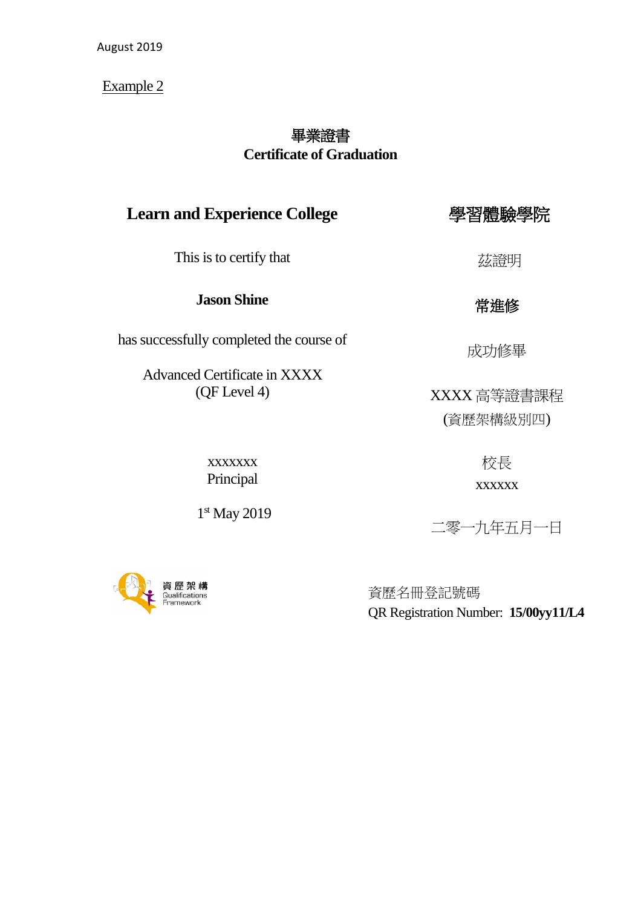August 2019

Example 2

## 畢業證書
## Certificate of Graduation

**Learn and Experience College**

This is to certify that

**Jason Shine**

has successfully completed the course of

Advanced Certificate in XXXX
(QF Level 4)

xxxxxxx
Principal

1st May 2019

**學習體驗學院**

茲證明

**常進修**

成功修畢

XXXX 高等證書課程
(資歷架構級別四)

校長
xxxxxx

二零一九年五月一日

資歷架構
Qualifications Framework

資歷名冊登記號碼
QR Registration Number: **15/00yy11/L4**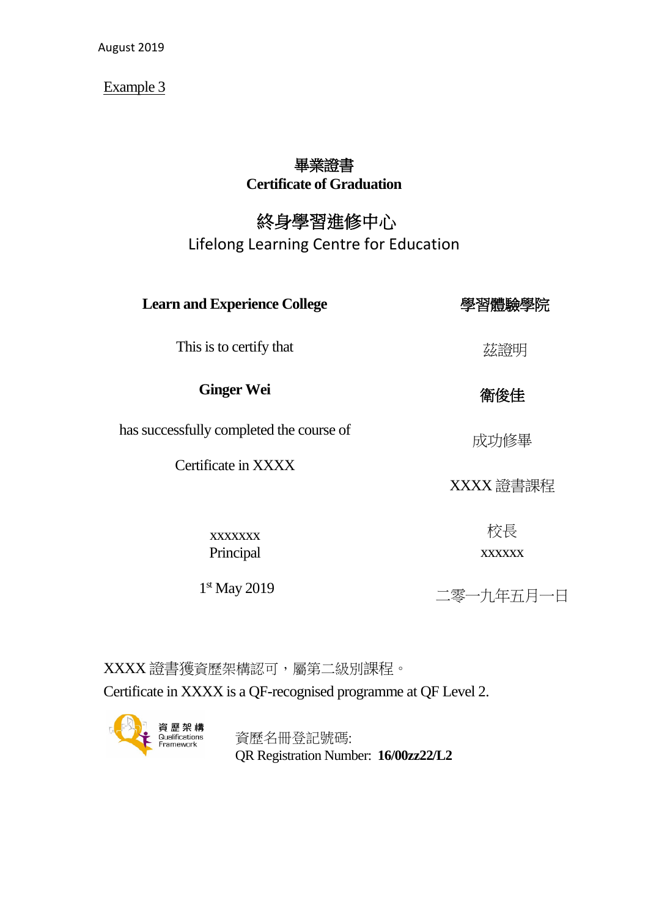August 2019

Example 3

**畢業證書**
**Certificate of Graduation**

終身學習進修中心
Lifelong Learning Centre for Education

| | |
|---|---|
| **Learn and Experience College** | **學習體驗學院** |
| This is to certify that | 茲證明 |
| **Ginger Wei** | **衛俊佳** |
| has successfully completed the course of | 成功修畢 |
| Certificate in XXXX | XXXX 證書課程 |
| xxxxxxx<br>Principal | 校長<br>xxxxxx |
| 1st May 2019 | 二零一九年五月一日 |

XXXX 證書獲資歷架構認可，屬第二級別課程。
Certificate in XXXX is a QF-recognised programme at QF Level 2.

資歷架構 Qualifications Framework

資歷名冊登記號碼:
QR Registration Number: **16/00zz22/L2**